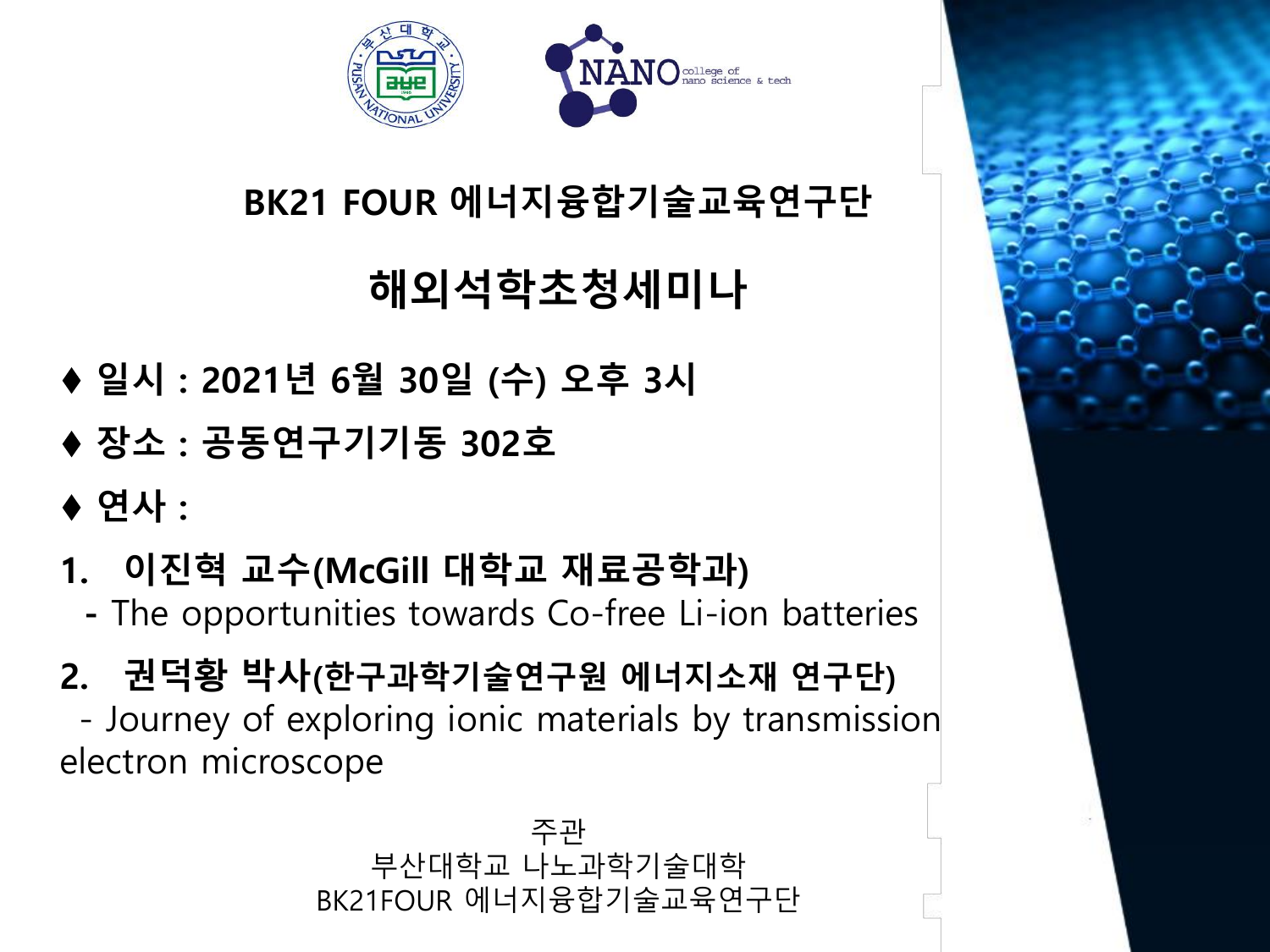## BK21 FOUR 에너지융합기술교육연구단

# 해외석학초청세미나

♦ **일시 : 2021년 6월 30일 (수) 오후 3시**

♦ **장소 : 공동연구기기동 302호**

♦ **연사 :**

1. **이진혁 교수(McGill 대학교 재료공학과)**
   - The opportunities towards Co-free Li-ion batteries

2. **권덕황 박사(한구과학기술연구원 에너지소재 연구단)**
   - Journey of exploring ionic materials by transmission electron microscope

주관
부산대학교 나노과학기술대학
BK21FOUR 에너지융합기술교육연구단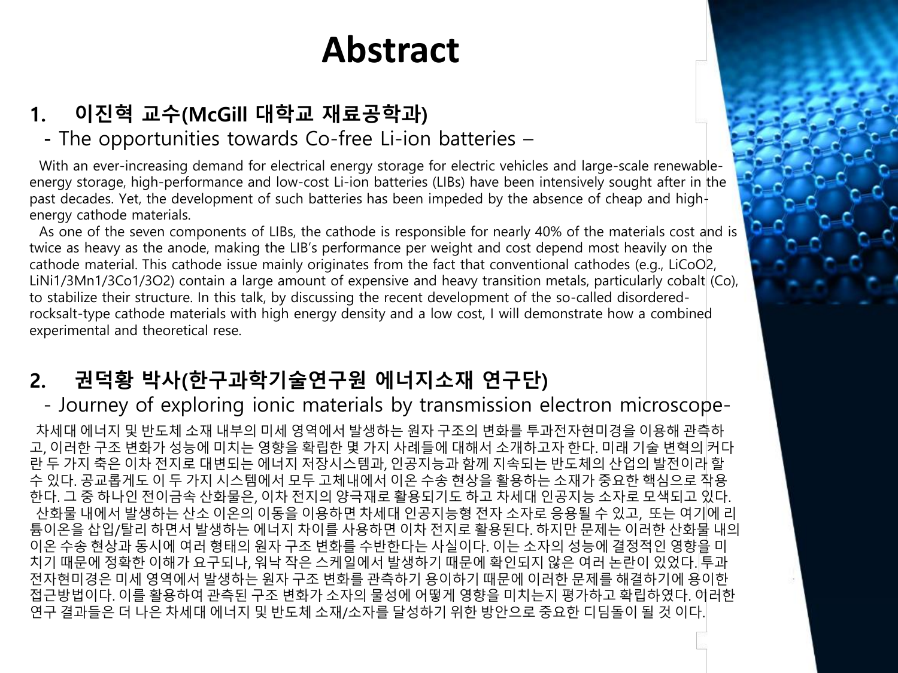# Abstract

## 1. 이진혁 교수(McGill 대학교 재료공학과)

- The opportunities towards Co-free Li-ion batteries –

With an ever-increasing demand for electrical energy storage for electric vehicles and large-scale renewable-energy storage, high-performance and low-cost Li-ion batteries (LIBs) have been intensively sought after in the past decades. Yet, the development of such batteries has been impeded by the absence of cheap and high-energy cathode materials.

As one of the seven components of LIBs, the cathode is responsible for nearly 40% of the materials cost and is twice as heavy as the anode, making the LIB's performance per weight and cost depend most heavily on the cathode material. This cathode issue mainly originates from the fact that conventional cathodes (e.g., $LiCoO_2$, $LiNi_{1/3}Mn_{1/3}Co_{1/3}O_2$) contain a large amount of expensive and heavy transition metals, particularly cobalt (Co), to stabilize their structure. In this talk, by discussing the recent development of the so-called disordered-rocksalt-type cathode materials with high energy density and a low cost, I will demonstrate how a combined experimental and theoretical rese.

## 2. 권덕황 박사(한구과학기술연구원 에너지소재 연구단)

- Journey of exploring ionic materials by transmission electron microscope-

차세대 에너지 및 반도체 소재 내부의 미세 영역에서 발생하는 원자 구조의 변화를 투과전자현미경을 이용해 관측하고, 이러한 구조 변화가 성능에 미치는 영향을 확립한 몇 가지 사례들에 대해서 소개하고자 한다. 미래 기술 변혁의 커다란 두 가지 축은 이차 전지로 대변되는 에너지 저장시스템과, 인공지능과 함께 지속되는 반도체의 산업의 발전이라 할 수 있다. 공교롭게도 이 두 가지 시스템에서 모두 고체내에서 이온 수송 현상을 활용하는 소재가 중요한 핵심으로 작용한다. 그 중 하나인 전이금속 산화물은, 이차 전지의 양극재로 활용되기도 하고 차세대 인공지능 소자로 모색되고 있다. 산화물 내에서 발생하는 산소 이온의 이동을 이용하면 차세대 인공지능형 전자 소자로 응용될 수 있고, 또는 여기에 리튬이온을 삽입/탈리 하면서 발생하는 에너지 차이를 사용하면 이차 전지로 활용된다. 하지만 문제는 이러한 산화물 내의 이온 수송 현상과 동시에 여러 형태의 원자 구조 변화를 수반한다는 사실이다. 이는 소자의 성능에 결정적인 영향을 미치기 때문에 정확한 이해가 요구되나, 워낙 작은 스케일에서 발생하기 때문에 확인되지 않은 여러 논란이 있었다. 투과전자현미경은 미세 영역에서 발생하는 원자 구조 변화를 관측하기 용이하기 때문에 이러한 문제를 해결하기에 용이한 접근방법이다. 이를 활용하여 관측된 구조 변화가 소자의 물성에 어떻게 영향을 미치는지 평가하고 확립하였다. 이러한 연구 결과들은 더 나은 차세대 에너지 및 반도체 소재/소자를 달성하기 위한 방안으로 중요한 디딤돌이 될 것 이다.